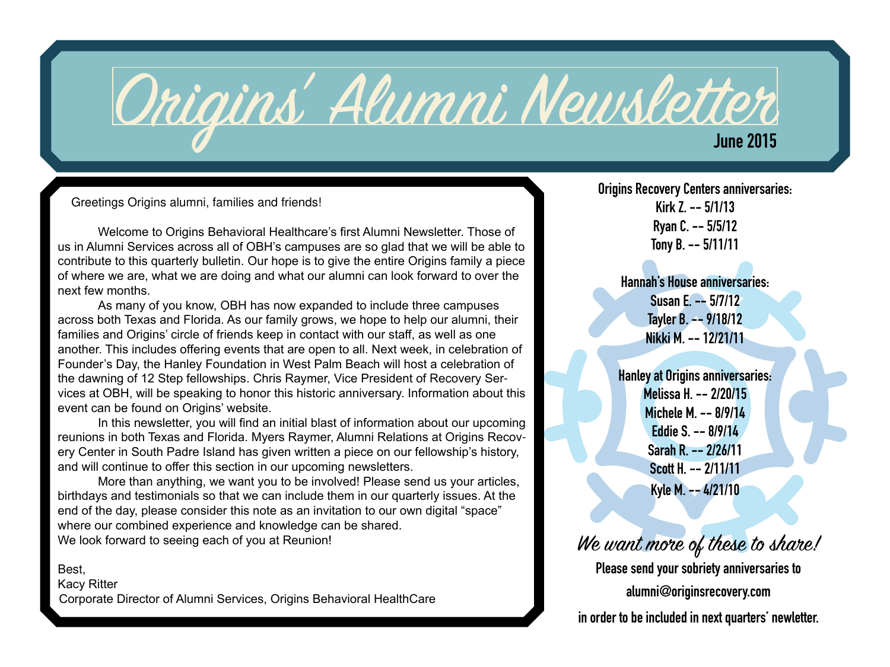# Origins' Alumni Newsletter

**June 2015**

Greetings Origins alumni, families and friends!

Welcome to Origins Behavioral Healthcare's first Alumni Newsletter. Those of us in Alumni Services across all of OBH's campuses are so glad that we will be able to contribute to this quarterly bulletin. Our hope is to give the entire Origins family a piece of where we are, what we are doing and what our alumni can look forward to over the next few months.

As many of you know, OBH has now expanded to include three campuses across both Texas and Florida. As our family grows, we hope to help our alumni, their families and Origins' circle of friends keep in contact with our staff, as well as one another. This includes offering events that are open to all. Next week, in celebration of Founder's Day, the Hanley Foundation in West Palm Beach will host a celebration of the dawning of 12 Step fellowships. Chris Raymer, Vice President of Recovery Services at OBH, will be speaking to honor this historic anniversary. Information about this event can be found on Origins' website.

In this newsletter, you will find an initial blast of information about our upcoming reunions in both Texas and Florida. Myers Raymer, Alumni Relations at Origins Recovery Center in South Padre Island has given written a piece on our fellowship's history, and will continue to offer this section in our upcoming newsletters.

More than anything, we want you to be involved! Please send us your articles, birthdays and testimonials so that we can include them in our quarterly issues. At the end of the day, please consider this note as an invitation to our own digital "space" where our combined experience and knowledge can be shared.
We look forward to seeing each of you at Reunion!

Best,
Kacy Ritter
Corporate Director of Alumni Services, Origins Behavioral HealthCare

**Origins Recovery Centers anniversaries:**
Kirk Z. -- 5/1/13
Ryan C. -- 5/5/12
Tony B. -- 5/11/11

**Hannah's House anniversaries:**
Susan E. -- 5/7/12
Tayler B. -- 9/18/12
Nikki M. -- 12/21/11

**Hanley at Origins anniversaries:**
Melissa H. -- 2/20/15
Michele M. -- 8/9/14
Eddie S. -- 8/9/14
Sarah R. -- 2/26/11
Scott H. -- 2/11/11
Kyle M. -- 4/21/10

*We want more of these to share!*

**Please send your sobriety anniversaries to alumni@originsrecovery.com in order to be included in next quarters' newletter.**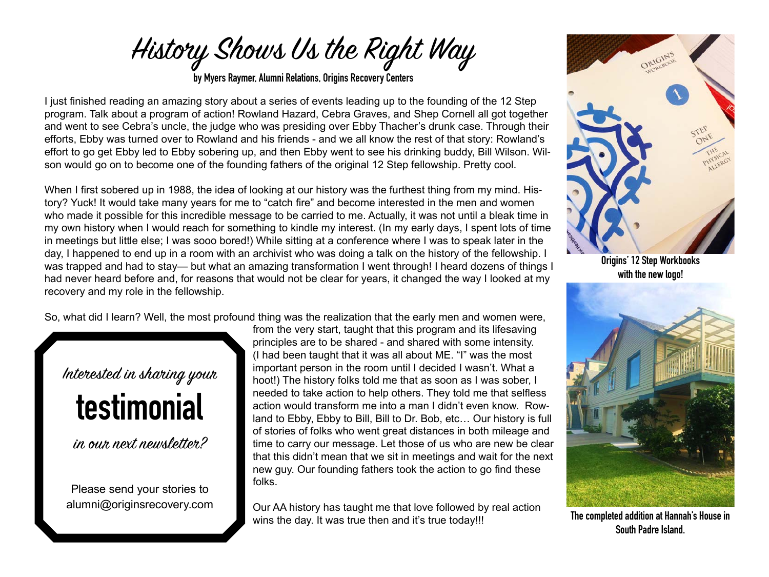# History Shows Us the Right Way

**by Myers Raymer, Alumni Relations, Origins Recovery Centers**

I just finished reading an amazing story about a series of events leading up to the founding of the 12 Step program. Talk about a program of action! Rowland Hazard, Cebra Graves, and Shep Cornell all got together and went to see Cebra's uncle, the judge who was presiding over Ebby Thacher's drunk case. Through their efforts, Ebby was turned over to Rowland and his friends - and we all know the rest of that story: Rowland's effort to go get Ebby led to Ebby sobering up, and then Ebby went to see his drinking buddy, Bill Wilson. Wilson would go on to become one of the founding fathers of the original 12 Step fellowship. Pretty cool.

When I first sobered up in 1988, the idea of looking at our history was the furthest thing from my mind. History? Yuck! It would take many years for me to "catch fire" and become interested in the men and women who made it possible for this incredible message to be carried to me. Actually, it was not until a bleak time in my own history when I would reach for something to kindle my interest. (In my early days, I spent lots of time in meetings but little else; I was sooo bored!) While sitting at a conference where I was to speak later in the day, I happened to end up in a room with an archivist who was doing a talk on the history of the fellowship. I was trapped and had to stay— but what an amazing transformation I went through! I heard dozens of things I had never heard before and, for reasons that would not be clear for years, it changed the way I looked at my recovery and my role in the fellowship.

So, what did I learn? Well, the most profound thing was the realization that the early men and women were, from the very start, taught that this program and its lifesaving principles are to be shared - and shared with some intensity. (I had been taught that it was all about ME. "I" was the most important person in the room until I decided I wasn't. What a hoot!) The history folks told me that as soon as I was sober, I needed to take action to help others. They told me that selfless action would transform me into a man I didn't even know. Rowland to Ebby, Ebby to Bill, Bill to Dr. Bob, etc… Our history is full of stories of folks who went great distances in both mileage and time to carry our message. Let those of us who are new be clear that this didn't mean that we sit in meetings and wait for the next new guy. Our founding fathers took the action to go find these folks.

Our AA history has taught me that love followed by real action wins the day. It was true then and it's true today!!!

*Interested in sharing your*

**testimonial**

*in our next newsletter?*

Please send your stories to alumni@originsrecovery.com

**Origins' 12 Step Workbooks with the new logo!**

**The completed addition at Hannah's House in South Padre Island.**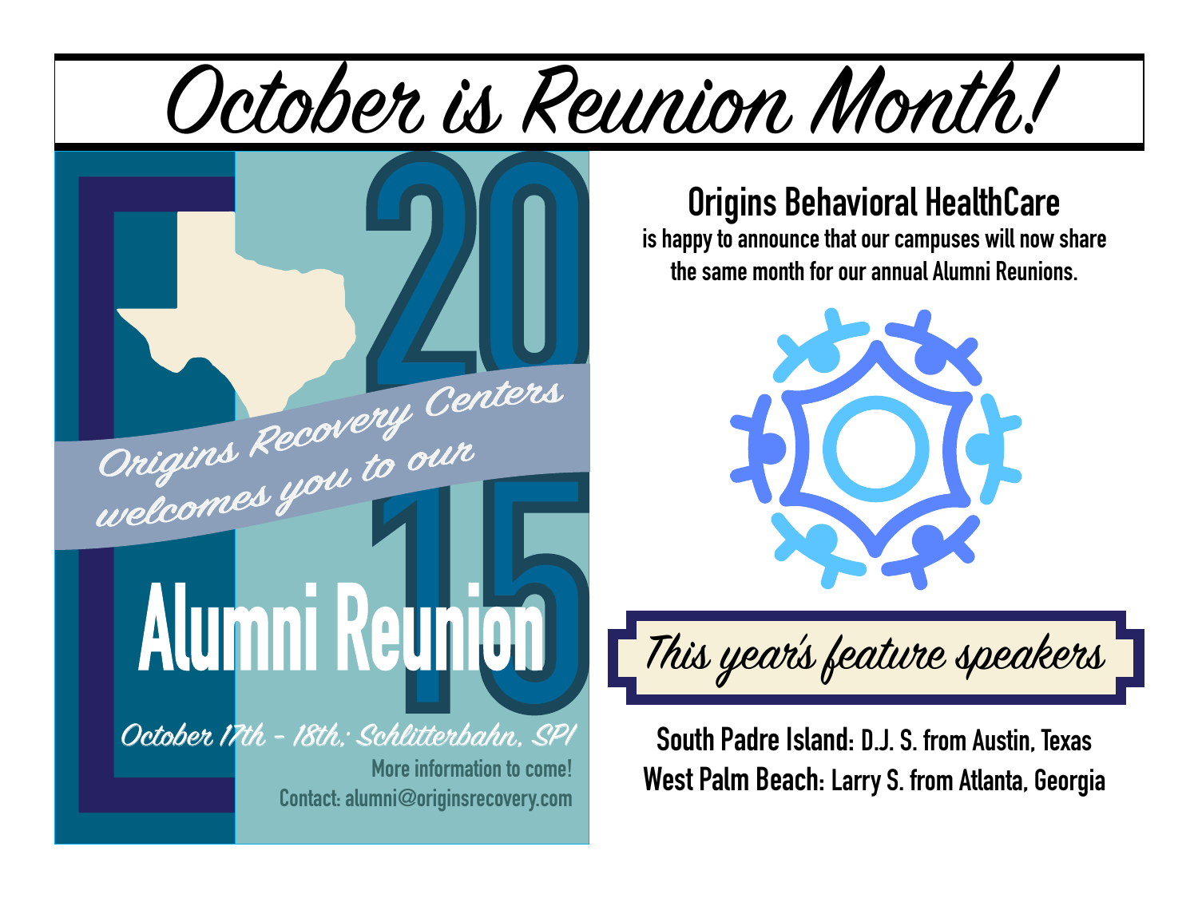# October is Reunion Month!

Origins Recovery Centers welcomes you to our

## 2015 Alumni Reunion

*October 17th - 18th, Schlitterbahn, SPI*

More information to come!

Contact: alumni@originsrecovery.com

**Origins Behavioral HealthCare**

**is happy to announce that our campuses will now share the same month for our annual Alumni Reunions.**

## *This year's feature speakers*

**South Padre Island:** D.J. S. from Austin, Texas

**West Palm Beach:** Larry S. from Atlanta, Georgia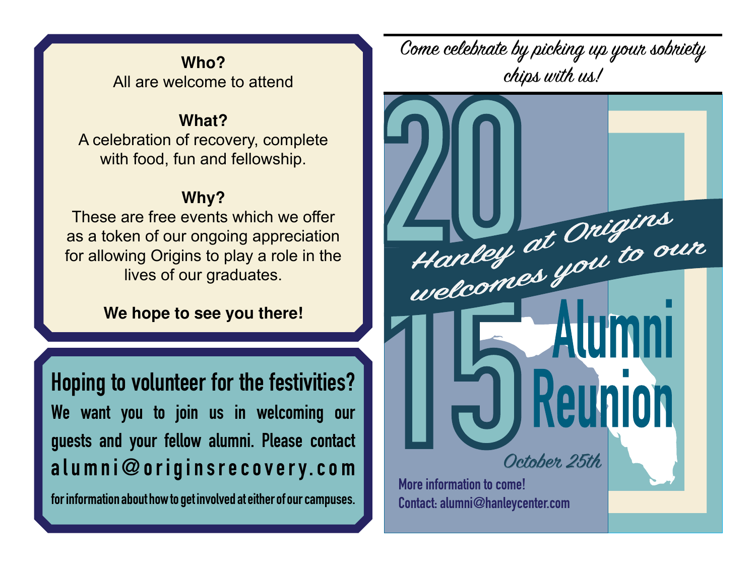**Who?**
All are welcome to attend

**What?**
A celebration of recovery, complete with food, fun and fellowship.

**Why?**
These are free events which we offer as a token of our ongoing appreciation for allowing Origins to play a role in the lives of our graduates.

**We hope to see you there!**

## Hoping to volunteer for the festivities?

We want you to join us in welcoming our guests and your fellow alumni. Please contact alumni@originsrecovery.com for information about how to get involved at either of our campuses.

*Come celebrate by picking up your sobriety chips with us!*

*Hanley at Origins welcomes you to our*

# 2015 Alumni Reunion

*October 25th*

More information to come!

Contact: alumni@hanleycenter.com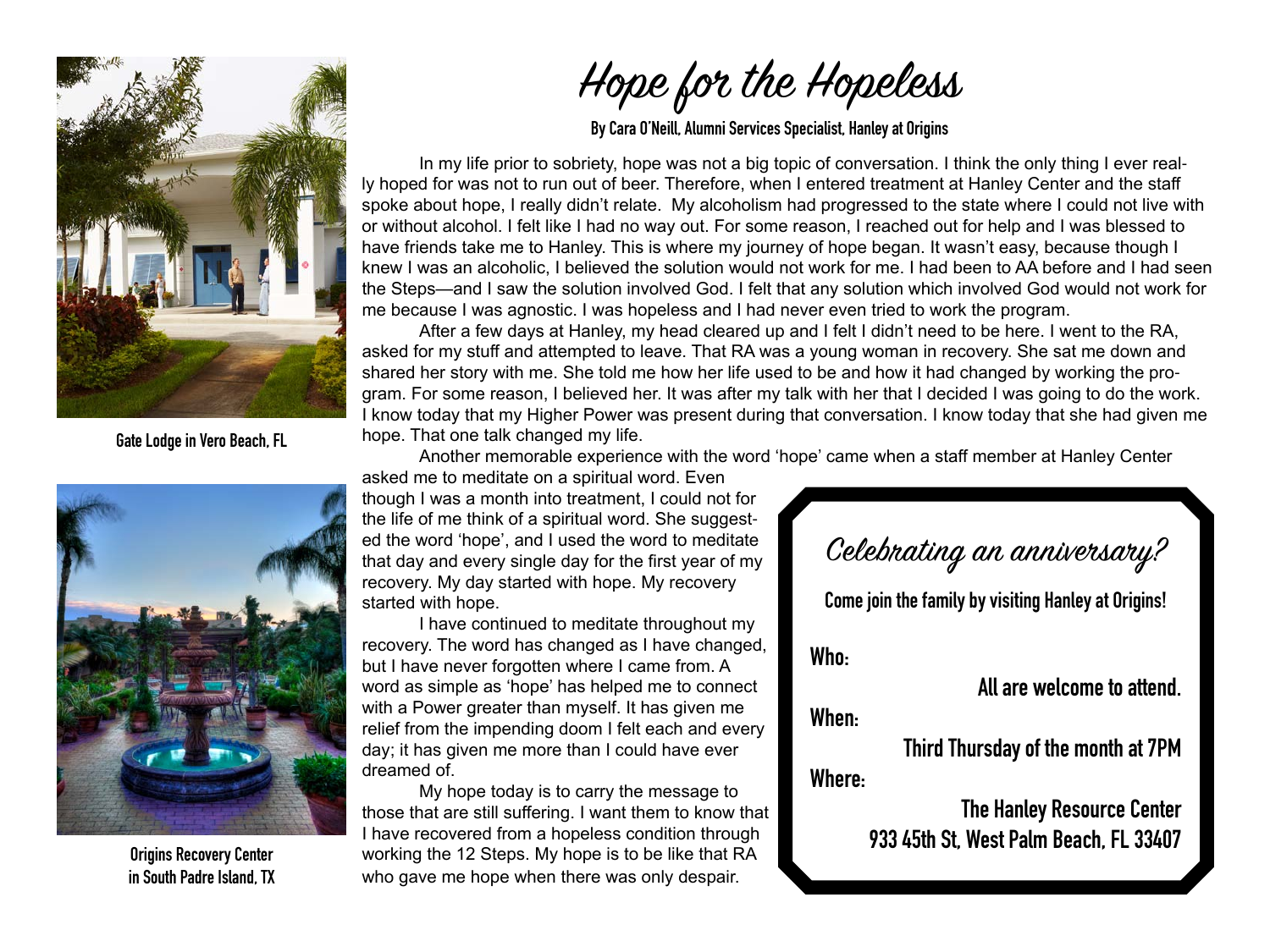# Hope for the Hopeless

**By Cara O'Neill, Alumni Services Specialist, Hanley at Origins**

In my life prior to sobriety, hope was not a big topic of conversation. I think the only thing I ever really hoped for was not to run out of beer. Therefore, when I entered treatment at Hanley Center and the staff spoke about hope, I really didn't relate. My alcoholism had progressed to the state where I could not live with or without alcohol. I felt like I had no way out. For some reason, I reached out for help and I was blessed to have friends take me to Hanley. This is where my journey of hope began. It wasn't easy, because though I knew I was an alcoholic, I believed the solution would not work for me. I had been to AA before and I had seen the Steps—and I saw the solution involved God. I felt that any solution which involved God would not work for me because I was agnostic. I was hopeless and I had never even tried to work the program.

After a few days at Hanley, my head cleared up and I felt I didn't need to be here. I went to the RA, asked for my stuff and attempted to leave. That RA was a young woman in recovery. She sat me down and shared her story with me. She told me how her life used to be and how it had changed by working the program. For some reason, I believed her. It was after my talk with her that I decided I was going to do the work. I know today that my Higher Power was present during that conversation. I know today that she had given me hope. That one talk changed my life.

Another memorable experience with the word 'hope' came when a staff member at Hanley Center asked me to meditate on a spiritual word. Even though I was a month into treatment, I could not for the life of me think of a spiritual word. She suggested the word 'hope', and I used the word to meditate that day and every single day for the first year of my recovery. My day started with hope. My recovery started with hope.

I have continued to meditate throughout my recovery. The word has changed as I have changed, but I have never forgotten where I came from. A word as simple as 'hope' has helped me to connect with a Power greater than myself. It has given me relief from the impending doom I felt each and every day; it has given me more than I could have ever dreamed of.

My hope today is to carry the message to those that are still suffering. I want them to know that I have recovered from a hopeless condition through working the 12 Steps. My hope is to be like that RA who gave me hope when there was only despair.

Gate Lodge in Vero Beach, FL

Origins Recovery Center in South Padre Island, TX

## Celebrating an anniversary?

**Come join the family by visiting Hanley at Origins!**

**Who:**
**All are welcome to attend.**

**When:**
**Third Thursday of the month at 7PM**

**Where:**
**The Hanley Resource Center**
**933 45th St, West Palm Beach, FL 33407**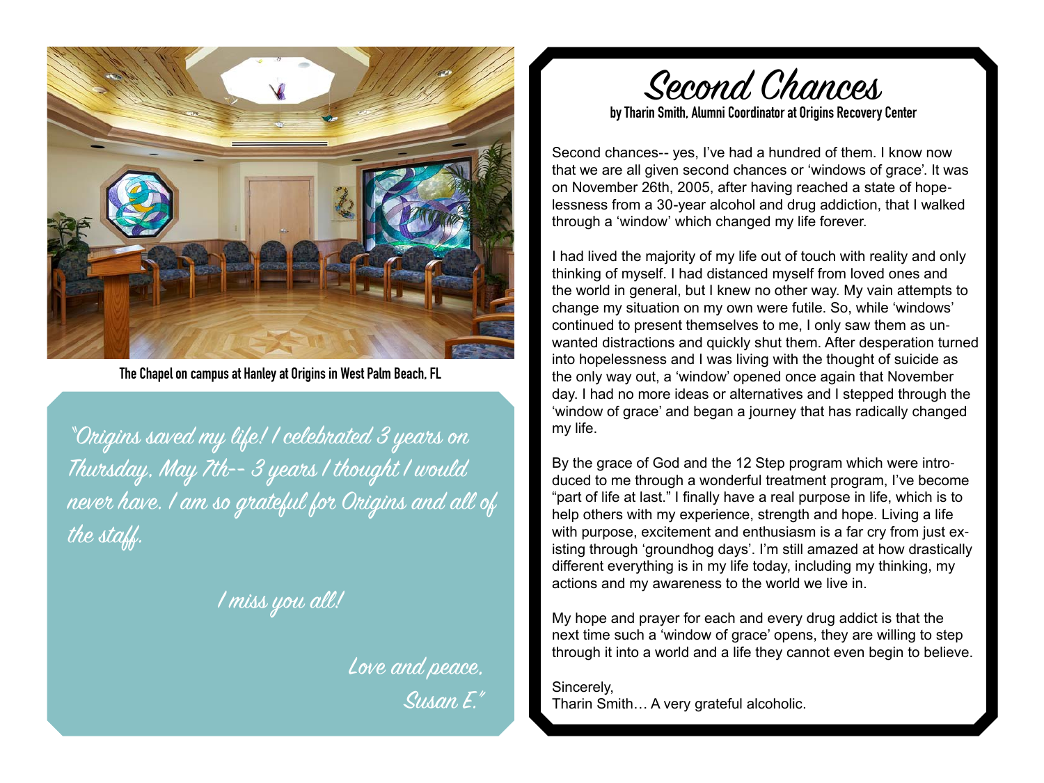The Chapel on campus at Hanley at Origins in West Palm Beach, FL

*"Origins saved my life! I celebrated 3 years on Thursday, May 7th-- 3 years I thought I would never have. I am so grateful for Origins and all of the staff.*

*I miss you all!*

*Love and peace,*
*Susan E."*

# Second Chances

**by Tharin Smith, Alumni Coordinator at Origins Recovery Center**

Second chances-- yes, I've had a hundred of them. I know now that we are all given second chances or 'windows of grace'. It was on November 26th, 2005, after having reached a state of hopelessness from a 30-year alcohol and drug addiction, that I walked through a 'window' which changed my life forever.

I had lived the majority of my life out of touch with reality and only thinking of myself. I had distanced myself from loved ones and the world in general, but I knew no other way. My vain attempts to change my situation on my own were futile. So, while 'windows' continued to present themselves to me, I only saw them as unwanted distractions and quickly shut them. After desperation turned into hopelessness and I was living with the thought of suicide as the only way out, a 'window' opened once again that November day. I had no more ideas or alternatives and I stepped through the 'window of grace' and began a journey that has radically changed my life.

By the grace of God and the 12 Step program which were introduced to me through a wonderful treatment program, I've become "part of life at last." I finally have a real purpose in life, which is to help others with my experience, strength and hope. Living a life with purpose, excitement and enthusiasm is a far cry from just existing through 'groundhog days'. I'm still amazed at how drastically different everything is in my life today, including my thinking, my actions and my awareness to the world we live in.

My hope and prayer for each and every drug addict is that the next time such a 'window of grace' opens, they are willing to step through it into a world and a life they cannot even begin to believe.

Sincerely,
Tharin Smith… A very grateful alcoholic.